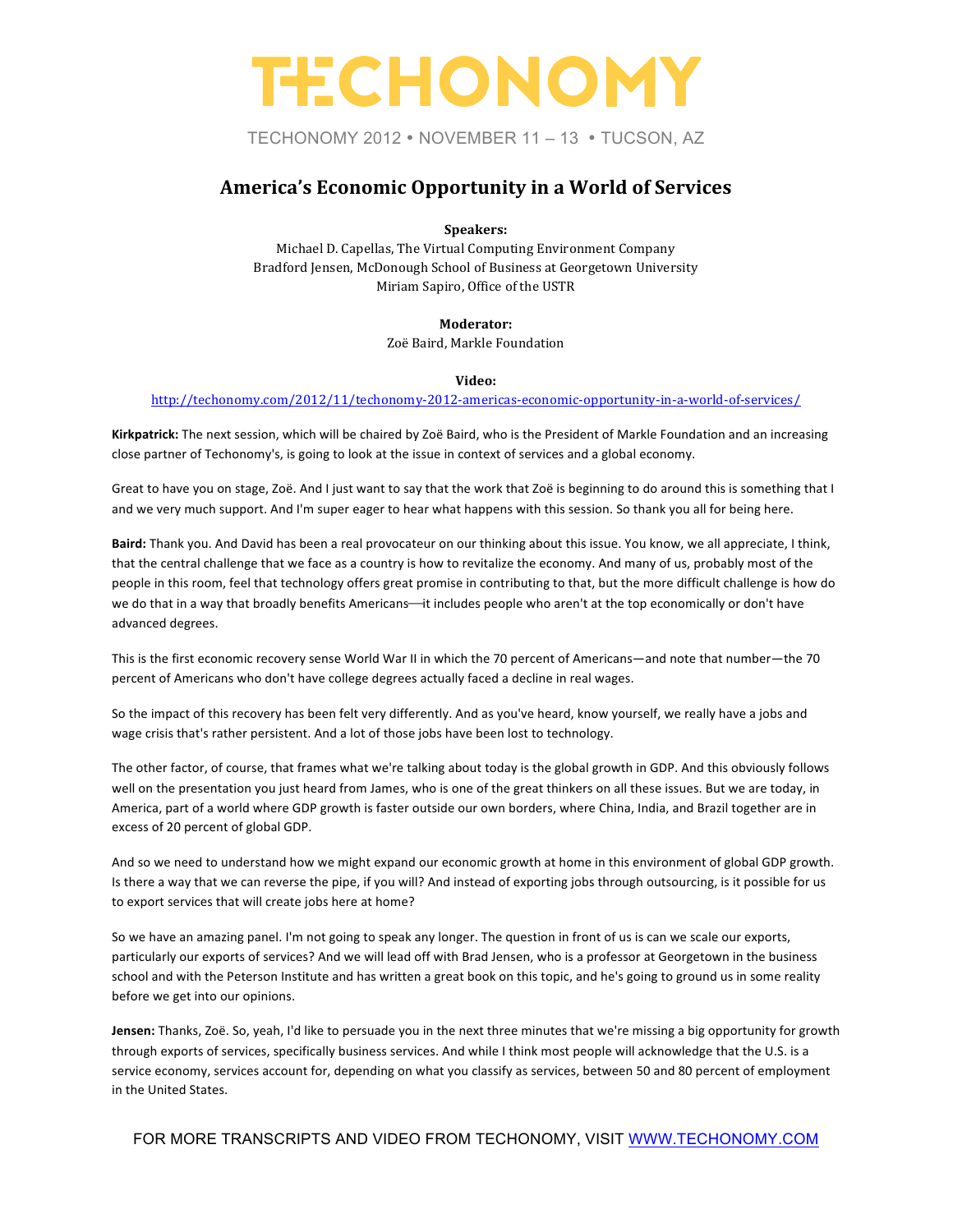# TECHONOMY

TECHONOMY 2012 • NOVEMBER 11 – 13 • TUCSON, AZ

## America's Economic Opportunity in a World of Services

**Speakers:**

Michael D. Capellas, The Virtual Computing Environment Company
Bradford Jensen, McDonough School of Business at Georgetown University
Miriam Sapiro, Office of the USTR

**Moderator:**

Zoë Baird, Markle Foundation

**Video:**

http://techonomy.com/2012/11/techonomy-2012-americas-economic-opportunity-in-a-world-of-services/

**Kirkpatrick:** The next session, which will be chaired by Zoë Baird, who is the President of Markle Foundation and an increasing close partner of Techonomy's, is going to look at the issue in context of services and a global economy.

Great to have you on stage, Zoë. And I just want to say that the work that Zoë is beginning to do around this is something that I and we very much support. And I'm super eager to hear what happens with this session. So thank you all for being here.

**Baird:** Thank you. And David has been a real provocateur on our thinking about this issue. You know, we all appreciate, I think, that the central challenge that we face as a country is how to revitalize the economy. And many of us, probably most of the people in this room, feel that technology offers great promise in contributing to that, but the more difficult challenge is how do we do that in a way that broadly benefits Americans—it includes people who aren't at the top economically or don't have advanced degrees.

This is the first economic recovery sense World War II in which the 70 percent of Americans—and note that number—the 70 percent of Americans who don't have college degrees actually faced a decline in real wages.

So the impact of this recovery has been felt very differently. And as you've heard, know yourself, we really have a jobs and wage crisis that's rather persistent. And a lot of those jobs have been lost to technology.

The other factor, of course, that frames what we're talking about today is the global growth in GDP. And this obviously follows well on the presentation you just heard from James, who is one of the great thinkers on all these issues. But we are today, in America, part of a world where GDP growth is faster outside our own borders, where China, India, and Brazil together are in excess of 20 percent of global GDP.

And so we need to understand how we might expand our economic growth at home in this environment of global GDP growth. Is there a way that we can reverse the pipe, if you will? And instead of exporting jobs through outsourcing, is it possible for us to export services that will create jobs here at home?

So we have an amazing panel. I'm not going to speak any longer. The question in front of us is can we scale our exports, particularly our exports of services? And we will lead off with Brad Jensen, who is a professor at Georgetown in the business school and with the Peterson Institute and has written a great book on this topic, and he's going to ground us in some reality before we get into our opinions.

**Jensen:** Thanks, Zoë. So, yeah, I'd like to persuade you in the next three minutes that we're missing a big opportunity for growth through exports of services, specifically business services. And while I think most people will acknowledge that the U.S. is a service economy, services account for, depending on what you classify as services, between 50 and 80 percent of employment in the United States.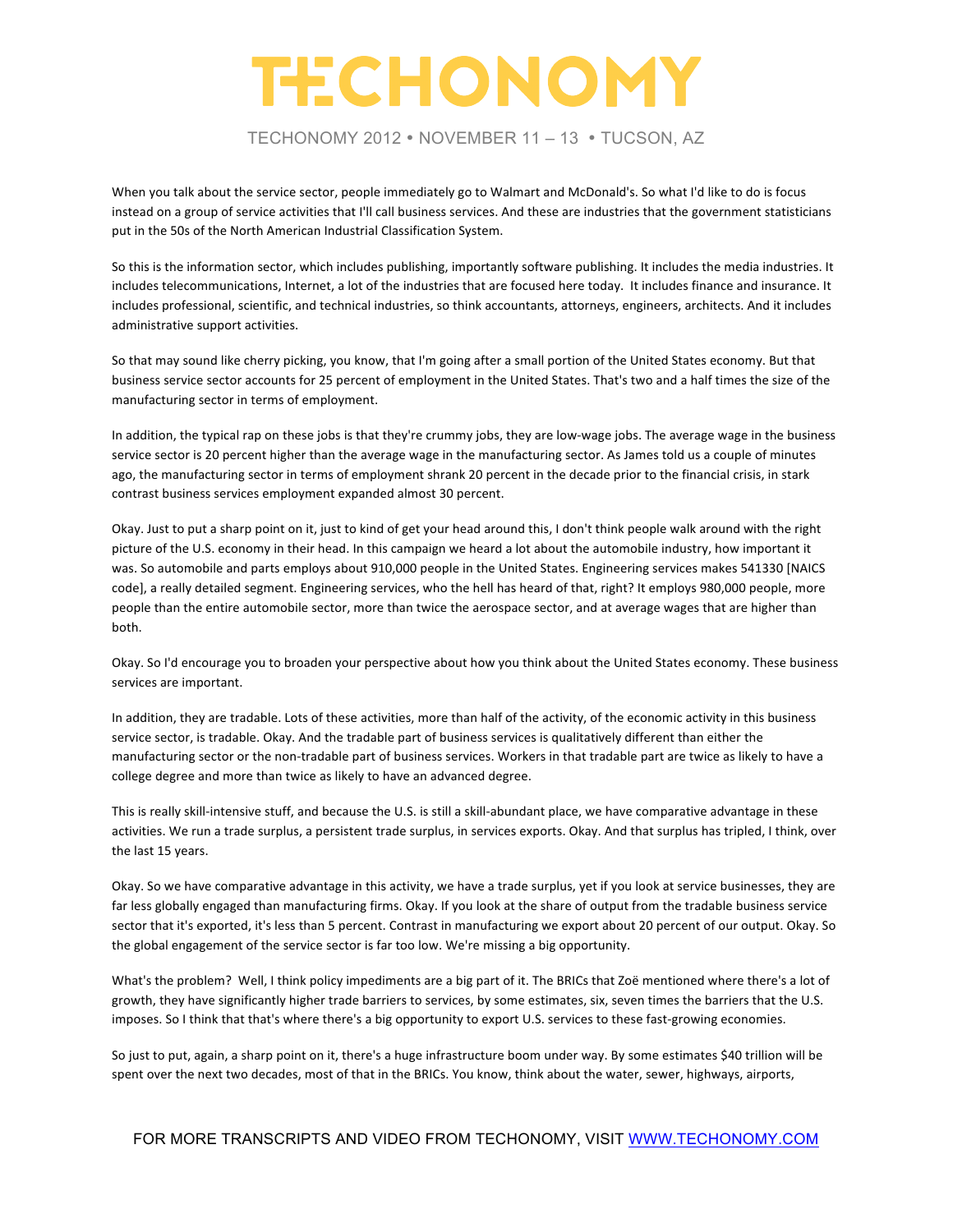When you talk about the service sector, people immediately go to Walmart and McDonald's. So what I'd like to do is focus instead on a group of service activities that I'll call business services. And these are industries that the government statisticians put in the 50s of the North American Industrial Classification System.

So this is the information sector, which includes publishing, importantly software publishing. It includes the media industries. It includes telecommunications, Internet, a lot of the industries that are focused here today. It includes finance and insurance. It includes professional, scientific, and technical industries, so think accountants, attorneys, engineers, architects. And it includes administrative support activities.

So that may sound like cherry picking, you know, that I'm going after a small portion of the United States economy. But that business service sector accounts for 25 percent of employment in the United States. That's two and a half times the size of the manufacturing sector in terms of employment.

In addition, the typical rap on these jobs is that they're crummy jobs, they are low-wage jobs. The average wage in the business service sector is 20 percent higher than the average wage in the manufacturing sector. As James told us a couple of minutes ago, the manufacturing sector in terms of employment shrank 20 percent in the decade prior to the financial crisis, in stark contrast business services employment expanded almost 30 percent.

Okay. Just to put a sharp point on it, just to kind of get your head around this, I don't think people walk around with the right picture of the U.S. economy in their head. In this campaign we heard a lot about the automobile industry, how important it was. So automobile and parts employs about 910,000 people in the United States. Engineering services makes 541330 [NAICS code], a really detailed segment. Engineering services, who the hell has heard of that, right? It employs 980,000 people, more people than the entire automobile sector, more than twice the aerospace sector, and at average wages that are higher than both.

Okay. So I'd encourage you to broaden your perspective about how you think about the United States economy. These business services are important.

In addition, they are tradable. Lots of these activities, more than half of the activity, of the economic activity in this business service sector, is tradable. Okay. And the tradable part of business services is qualitatively different than either the manufacturing sector or the non-tradable part of business services. Workers in that tradable part are twice as likely to have a college degree and more than twice as likely to have an advanced degree.

This is really skill-intensive stuff, and because the U.S. is still a skill-abundant place, we have comparative advantage in these activities. We run a trade surplus, a persistent trade surplus, in services exports. Okay. And that surplus has tripled, I think, over the last 15 years.

Okay. So we have comparative advantage in this activity, we have a trade surplus, yet if you look at service businesses, they are far less globally engaged than manufacturing firms. Okay. If you look at the share of output from the tradable business service sector that it's exported, it's less than 5 percent. Contrast in manufacturing we export about 20 percent of our output. Okay. So the global engagement of the service sector is far too low. We're missing a big opportunity.

What's the problem? Well, I think policy impediments are a big part of it. The BRICs that Zoë mentioned where there's a lot of growth, they have significantly higher trade barriers to services, by some estimates, six, seven times the barriers that the U.S. imposes. So I think that that's where there's a big opportunity to export U.S. services to these fast-growing economies.

So just to put, again, a sharp point on it, there's a huge infrastructure boom under way. By some estimates $40 trillion will be spent over the next two decades, most of that in the BRICs. You know, think about the water, sewer, highways, airports,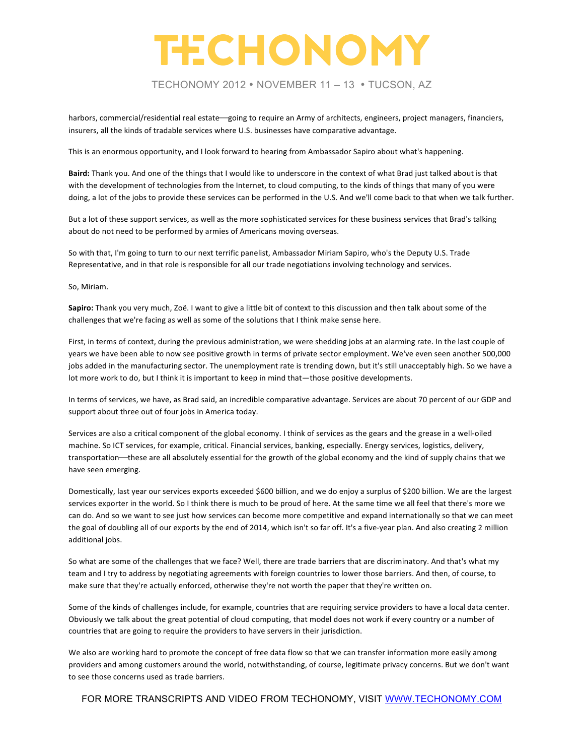harbors, commercial/residential real estate—going to require an Army of architects, engineers, project managers, financiers, insurers, all the kinds of tradable services where U.S. businesses have comparative advantage.

This is an enormous opportunity, and I look forward to hearing from Ambassador Sapiro about what's happening.

**Baird:** Thank you. And one of the things that I would like to underscore in the context of what Brad just talked about is that with the development of technologies from the Internet, to cloud computing, to the kinds of things that many of you were doing, a lot of the jobs to provide these services can be performed in the U.S. And we'll come back to that when we talk further.

But a lot of these support services, as well as the more sophisticated services for these business services that Brad's talking about do not need to be performed by armies of Americans moving overseas.

So with that, I'm going to turn to our next terrific panelist, Ambassador Miriam Sapiro, who's the Deputy U.S. Trade Representative, and in that role is responsible for all our trade negotiations involving technology and services.

So, Miriam.

**Sapiro:** Thank you very much, Zoë. I want to give a little bit of context to this discussion and then talk about some of the challenges that we're facing as well as some of the solutions that I think make sense here.

First, in terms of context, during the previous administration, we were shedding jobs at an alarming rate. In the last couple of years we have been able to now see positive growth in terms of private sector employment. We've even seen another 500,000 jobs added in the manufacturing sector. The unemployment rate is trending down, but it's still unacceptably high. So we have a lot more work to do, but I think it is important to keep in mind that—those positive developments.

In terms of services, we have, as Brad said, an incredible comparative advantage. Services are about 70 percent of our GDP and support about three out of four jobs in America today.

Services are also a critical component of the global economy. I think of services as the gears and the grease in a well-oiled machine. So ICT services, for example, critical. Financial services, banking, especially. Energy services, logistics, delivery, transportation—these are all absolutely essential for the growth of the global economy and the kind of supply chains that we have seen emerging.

Domestically, last year our services exports exceeded $600 billion, and we do enjoy a surplus of $200 billion. We are the largest services exporter in the world. So I think there is much to be proud of here. At the same time we all feel that there's more we can do. And so we want to see just how services can become more competitive and expand internationally so that we can meet the goal of doubling all of our exports by the end of 2014, which isn't so far off. It's a five-year plan. And also creating 2 million additional jobs.

So what are some of the challenges that we face? Well, there are trade barriers that are discriminatory. And that's what my team and I try to address by negotiating agreements with foreign countries to lower those barriers. And then, of course, to make sure that they're actually enforced, otherwise they're not worth the paper that they're written on.

Some of the kinds of challenges include, for example, countries that are requiring service providers to have a local data center. Obviously we talk about the great potential of cloud computing, that model does not work if every country or a number of countries that are going to require the providers to have servers in their jurisdiction.

We also are working hard to promote the concept of free data flow so that we can transfer information more easily among providers and among customers around the world, notwithstanding, of course, legitimate privacy concerns. But we don't want to see those concerns used as trade barriers.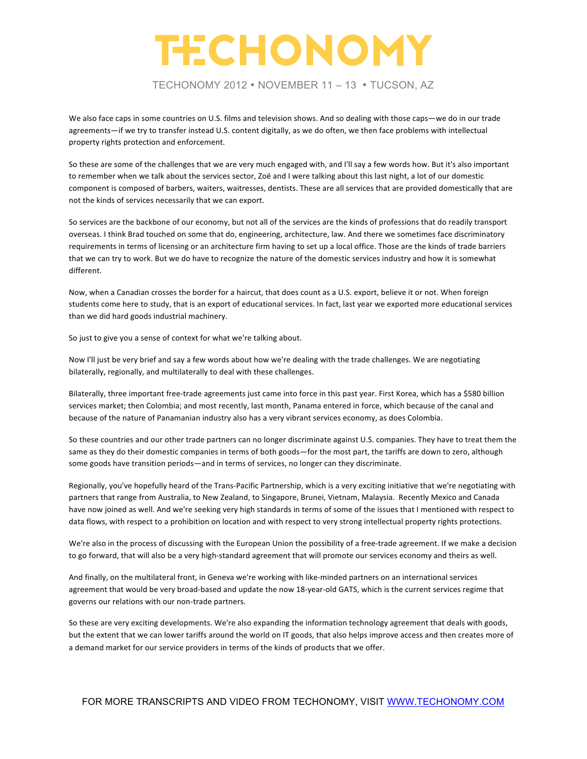We also face caps in some countries on U.S. films and television shows. And so dealing with those caps—we do in our trade agreements—if we try to transfer instead U.S. content digitally, as we do often, we then face problems with intellectual property rights protection and enforcement.

So these are some of the challenges that we are very much engaged with, and I'll say a few words how. But it's also important to remember when we talk about the services sector, Zoë and I were talking about this last night, a lot of our domestic component is composed of barbers, waiters, waitresses, dentists. These are all services that are provided domestically that are not the kinds of services necessarily that we can export.

So services are the backbone of our economy, but not all of the services are the kinds of professions that do readily transport overseas. I think Brad touched on some that do, engineering, architecture, law. And there we sometimes face discriminatory requirements in terms of licensing or an architecture firm having to set up a local office. Those are the kinds of trade barriers that we can try to work. But we do have to recognize the nature of the domestic services industry and how it is somewhat different.

Now, when a Canadian crosses the border for a haircut, that does count as a U.S. export, believe it or not. When foreign students come here to study, that is an export of educational services. In fact, last year we exported more educational services than we did hard goods industrial machinery.

So just to give you a sense of context for what we're talking about.

Now I'll just be very brief and say a few words about how we're dealing with the trade challenges. We are negotiating bilaterally, regionally, and multilaterally to deal with these challenges.

Bilaterally, three important free-trade agreements just came into force in this past year. First Korea, which has a $580 billion services market; then Colombia; and most recently, last month, Panama entered in force, which because of the canal and because of the nature of Panamanian industry also has a very vibrant services economy, as does Colombia.

So these countries and our other trade partners can no longer discriminate against U.S. companies. They have to treat them the same as they do their domestic companies in terms of both goods—for the most part, the tariffs are down to zero, although some goods have transition periods—and in terms of services, no longer can they discriminate.

Regionally, you've hopefully heard of the Trans-Pacific Partnership, which is a very exciting initiative that we're negotiating with partners that range from Australia, to New Zealand, to Singapore, Brunei, Vietnam, Malaysia. Recently Mexico and Canada have now joined as well. And we're seeking very high standards in terms of some of the issues that I mentioned with respect to data flows, with respect to a prohibition on location and with respect to very strong intellectual property rights protections.

We're also in the process of discussing with the European Union the possibility of a free-trade agreement. If we make a decision to go forward, that will also be a very high-standard agreement that will promote our services economy and theirs as well.

And finally, on the multilateral front, in Geneva we're working with like-minded partners on an international services agreement that would be very broad-based and update the now 18-year-old GATS, which is the current services regime that governs our relations with our non-trade partners.

So these are very exciting developments. We're also expanding the information technology agreement that deals with goods, but the extent that we can lower tariffs around the world on IT goods, that also helps improve access and then creates more of a demand market for our service providers in terms of the kinds of products that we offer.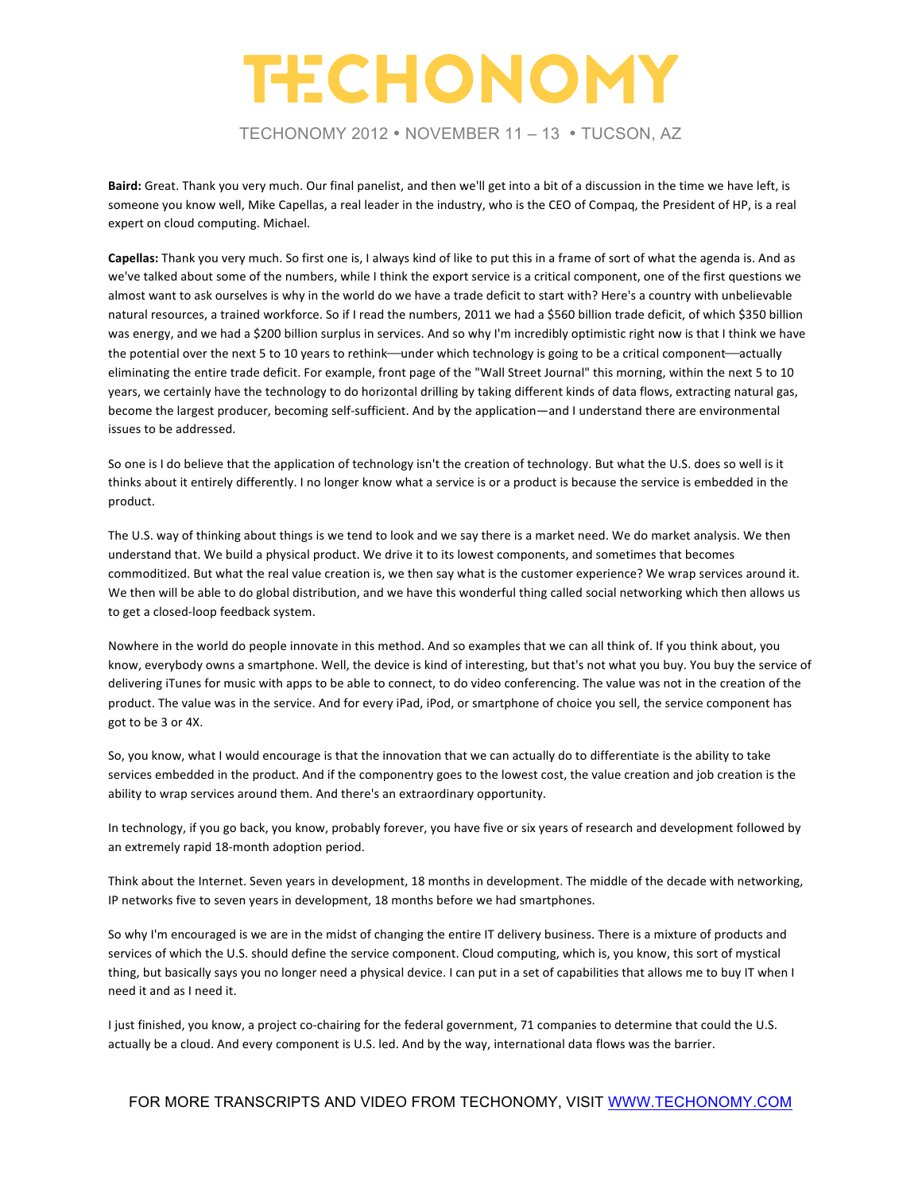**Baird:** Great. Thank you very much. Our final panelist, and then we'll get into a bit of a discussion in the time we have left, is someone you know well, Mike Capellas, a real leader in the industry, who is the CEO of Compaq, the President of HP, is a real expert on cloud computing. Michael.

**Capellas:** Thank you very much. So first one is, I always kind of like to put this in a frame of sort of what the agenda is. And as we've talked about some of the numbers, while I think the export service is a critical component, one of the first questions we almost want to ask ourselves is why in the world do we have a trade deficit to start with? Here's a country with unbelievable natural resources, a trained workforce. So if I read the numbers, 2011 we had a $560 billion trade deficit, of which $350 billion was energy, and we had a $200 billion surplus in services. And so why I'm incredibly optimistic right now is that I think we have the potential over the next 5 to 10 years to rethink—under which technology is going to be a critical component—actually eliminating the entire trade deficit. For example, front page of the "Wall Street Journal" this morning, within the next 5 to 10 years, we certainly have the technology to do horizontal drilling by taking different kinds of data flows, extracting natural gas, become the largest producer, becoming self-sufficient. And by the application—and I understand there are environmental issues to be addressed.

So one is I do believe that the application of technology isn't the creation of technology. But what the U.S. does so well is it thinks about it entirely differently. I no longer know what a service is or a product is because the service is embedded in the product.

The U.S. way of thinking about things is we tend to look and we say there is a market need. We do market analysis. We then understand that. We build a physical product. We drive it to its lowest components, and sometimes that becomes commoditized. But what the real value creation is, we then say what is the customer experience? We wrap services around it. We then will be able to do global distribution, and we have this wonderful thing called social networking which then allows us to get a closed-loop feedback system.

Nowhere in the world do people innovate in this method. And so examples that we can all think of. If you think about, you know, everybody owns a smartphone. Well, the device is kind of interesting, but that's not what you buy. You buy the service of delivering iTunes for music with apps to be able to connect, to do video conferencing. The value was not in the creation of the product. The value was in the service. And for every iPad, iPod, or smartphone of choice you sell, the service component has got to be 3 or 4X.

So, you know, what I would encourage is that the innovation that we can actually do to differentiate is the ability to take services embedded in the product. And if the componentry goes to the lowest cost, the value creation and job creation is the ability to wrap services around them. And there's an extraordinary opportunity.

In technology, if you go back, you know, probably forever, you have five or six years of research and development followed by an extremely rapid 18-month adoption period.

Think about the Internet. Seven years in development, 18 months in development. The middle of the decade with networking, IP networks five to seven years in development, 18 months before we had smartphones.

So why I'm encouraged is we are in the midst of changing the entire IT delivery business. There is a mixture of products and services of which the U.S. should define the service component. Cloud computing, which is, you know, this sort of mystical thing, but basically says you no longer need a physical device. I can put in a set of capabilities that allows me to buy IT when I need it and as I need it.

I just finished, you know, a project co-chairing for the federal government, 71 companies to determine that could the U.S. actually be a cloud. And every component is U.S. led. And by the way, international data flows was the barrier.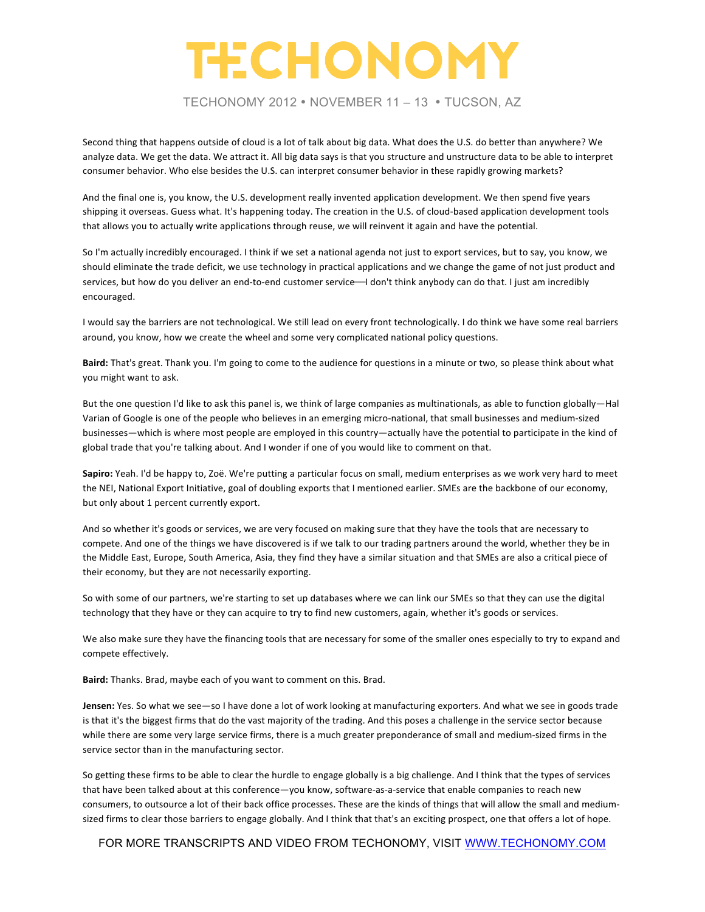Second thing that happens outside of cloud is a lot of talk about big data. What does the U.S. do better than anywhere? We analyze data. We get the data. We attract it. All big data says is that you structure and unstructure data to be able to interpret consumer behavior. Who else besides the U.S. can interpret consumer behavior in these rapidly growing markets?

And the final one is, you know, the U.S. development really invented application development. We then spend five years shipping it overseas. Guess what. It's happening today. The creation in the U.S. of cloud-based application development tools that allows you to actually write applications through reuse, we will reinvent it again and have the potential.

So I'm actually incredibly encouraged. I think if we set a national agenda not just to export services, but to say, you know, we should eliminate the trade deficit, we use technology in practical applications and we change the game of not just product and services, but how do you deliver an end-to-end customer service—I don't think anybody can do that. I just am incredibly encouraged.

I would say the barriers are not technological. We still lead on every front technologically. I do think we have some real barriers around, you know, how we create the wheel and some very complicated national policy questions.

**Baird:** That's great. Thank you. I'm going to come to the audience for questions in a minute or two, so please think about what you might want to ask.

But the one question I'd like to ask this panel is, we think of large companies as multinationals, as able to function globally—Hal Varian of Google is one of the people who believes in an emerging micro-national, that small businesses and medium-sized businesses—which is where most people are employed in this country—actually have the potential to participate in the kind of global trade that you're talking about. And I wonder if one of you would like to comment on that.

**Sapiro:** Yeah. I'd be happy to, Zoë. We're putting a particular focus on small, medium enterprises as we work very hard to meet the NEI, National Export Initiative, goal of doubling exports that I mentioned earlier. SMEs are the backbone of our economy, but only about 1 percent currently export.

And so whether it's goods or services, we are very focused on making sure that they have the tools that are necessary to compete. And one of the things we have discovered is if we talk to our trading partners around the world, whether they be in the Middle East, Europe, South America, Asia, they find they have a similar situation and that SMEs are also a critical piece of their economy, but they are not necessarily exporting.

So with some of our partners, we're starting to set up databases where we can link our SMEs so that they can use the digital technology that they have or they can acquire to try to find new customers, again, whether it's goods or services.

We also make sure they have the financing tools that are necessary for some of the smaller ones especially to try to expand and compete effectively.

**Baird:** Thanks. Brad, maybe each of you want to comment on this. Brad.

**Jensen:** Yes. So what we see—so I have done a lot of work looking at manufacturing exporters. And what we see in goods trade is that it's the biggest firms that do the vast majority of the trading. And this poses a challenge in the service sector because while there are some very large service firms, there is a much greater preponderance of small and medium-sized firms in the service sector than in the manufacturing sector.

So getting these firms to be able to clear the hurdle to engage globally is a big challenge. And I think that the types of services that have been talked about at this conference—you know, software-as-a-service that enable companies to reach new consumers, to outsource a lot of their back office processes. These are the kinds of things that will allow the small and medium-sized firms to clear those barriers to engage globally. And I think that that's an exciting prospect, one that offers a lot of hope.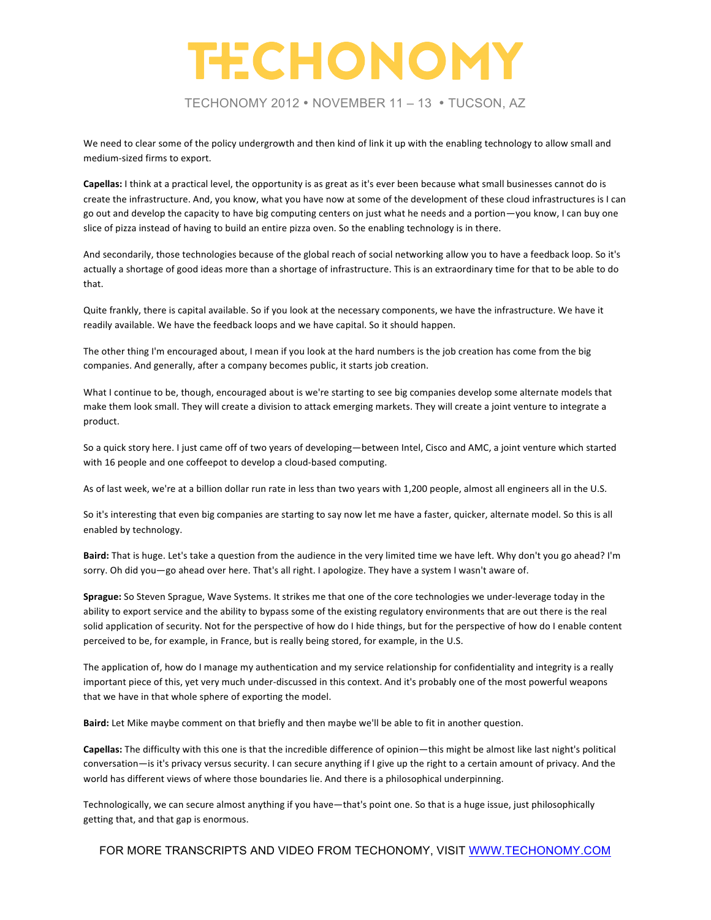We need to clear some of the policy undergrowth and then kind of link it up with the enabling technology to allow small and medium-sized firms to export.

**Capellas:** I think at a practical level, the opportunity is as great as it's ever been because what small businesses cannot do is create the infrastructure. And, you know, what you have now at some of the development of these cloud infrastructures is I can go out and develop the capacity to have big computing centers on just what he needs and a portion—you know, I can buy one slice of pizza instead of having to build an entire pizza oven. So the enabling technology is in there.

And secondarily, those technologies because of the global reach of social networking allow you to have a feedback loop. So it's actually a shortage of good ideas more than a shortage of infrastructure. This is an extraordinary time for that to be able to do that.

Quite frankly, there is capital available. So if you look at the necessary components, we have the infrastructure. We have it readily available. We have the feedback loops and we have capital. So it should happen.

The other thing I'm encouraged about, I mean if you look at the hard numbers is the job creation has come from the big companies. And generally, after a company becomes public, it starts job creation.

What I continue to be, though, encouraged about is we're starting to see big companies develop some alternate models that make them look small. They will create a division to attack emerging markets. They will create a joint venture to integrate a product.

So a quick story here. I just came off of two years of developing—between Intel, Cisco and AMC, a joint venture which started with 16 people and one coffeepot to develop a cloud-based computing.

As of last week, we're at a billion dollar run rate in less than two years with 1,200 people, almost all engineers all in the U.S.

So it's interesting that even big companies are starting to say now let me have a faster, quicker, alternate model. So this is all enabled by technology.

**Baird:** That is huge. Let's take a question from the audience in the very limited time we have left. Why don't you go ahead? I'm sorry. Oh did you—go ahead over here. That's all right. I apologize. They have a system I wasn't aware of.

**Sprague:** So Steven Sprague, Wave Systems. It strikes me that one of the core technologies we under-leverage today in the ability to export service and the ability to bypass some of the existing regulatory environments that are out there is the real solid application of security. Not for the perspective of how do I hide things, but for the perspective of how do I enable content perceived to be, for example, in France, but is really being stored, for example, in the U.S.

The application of, how do I manage my authentication and my service relationship for confidentiality and integrity is a really important piece of this, yet very much under-discussed in this context. And it's probably one of the most powerful weapons that we have in that whole sphere of exporting the model.

**Baird:** Let Mike maybe comment on that briefly and then maybe we'll be able to fit in another question.

**Capellas:** The difficulty with this one is that the incredible difference of opinion—this might be almost like last night's political conversation—is it's privacy versus security. I can secure anything if I give up the right to a certain amount of privacy. And the world has different views of where those boundaries lie. And there is a philosophical underpinning.

Technologically, we can secure almost anything if you have—that's point one. So that is a huge issue, just philosophically getting that, and that gap is enormous.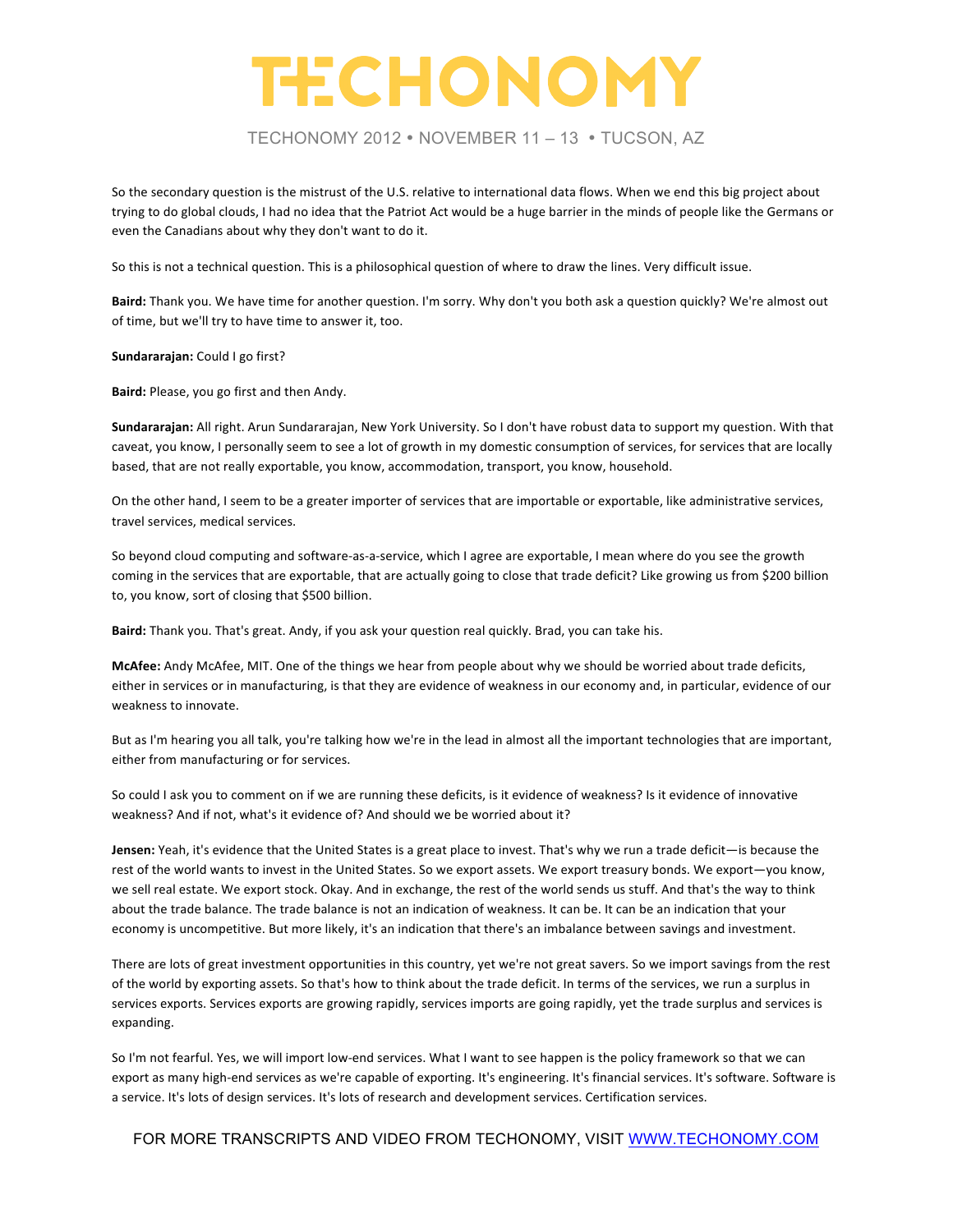So the secondary question is the mistrust of the U.S. relative to international data flows. When we end this big project about trying to do global clouds, I had no idea that the Patriot Act would be a huge barrier in the minds of people like the Germans or even the Canadians about why they don't want to do it.

So this is not a technical question. This is a philosophical question of where to draw the lines. Very difficult issue.

**Baird:** Thank you. We have time for another question. I'm sorry. Why don't you both ask a question quickly? We're almost out of time, but we'll try to have time to answer it, too.

**Sundararajan:** Could I go first?

**Baird:** Please, you go first and then Andy.

**Sundararajan:** All right. Arun Sundararajan, New York University. So I don't have robust data to support my question. With that caveat, you know, I personally seem to see a lot of growth in my domestic consumption of services, for services that are locally based, that are not really exportable, you know, accommodation, transport, you know, household.

On the other hand, I seem to be a greater importer of services that are importable or exportable, like administrative services, travel services, medical services.

So beyond cloud computing and software-as-a-service, which I agree are exportable, I mean where do you see the growth coming in the services that are exportable, that are actually going to close that trade deficit? Like growing us from $200 billion to, you know, sort of closing that $500 billion.

**Baird:** Thank you. That's great. Andy, if you ask your question real quickly. Brad, you can take his.

**McAfee:** Andy McAfee, MIT. One of the things we hear from people about why we should be worried about trade deficits, either in services or in manufacturing, is that they are evidence of weakness in our economy and, in particular, evidence of our weakness to innovate.

But as I'm hearing you all talk, you're talking how we're in the lead in almost all the important technologies that are important, either from manufacturing or for services.

So could I ask you to comment on if we are running these deficits, is it evidence of weakness? Is it evidence of innovative weakness? And if not, what's it evidence of? And should we be worried about it?

**Jensen:** Yeah, it's evidence that the United States is a great place to invest. That's why we run a trade deficit—is because the rest of the world wants to invest in the United States. So we export assets. We export treasury bonds. We export—you know, we sell real estate. We export stock. Okay. And in exchange, the rest of the world sends us stuff. And that's the way to think about the trade balance. The trade balance is not an indication of weakness. It can be. It can be an indication that your economy is uncompetitive. But more likely, it's an indication that there's an imbalance between savings and investment.

There are lots of great investment opportunities in this country, yet we're not great savers. So we import savings from the rest of the world by exporting assets. So that's how to think about the trade deficit. In terms of the services, we run a surplus in services exports. Services exports are growing rapidly, services imports are going rapidly, yet the trade surplus and services is expanding.

So I'm not fearful. Yes, we will import low-end services. What I want to see happen is the policy framework so that we can export as many high-end services as we're capable of exporting. It's engineering. It's financial services. It's software. Software is a service. It's lots of design services. It's lots of research and development services. Certification services.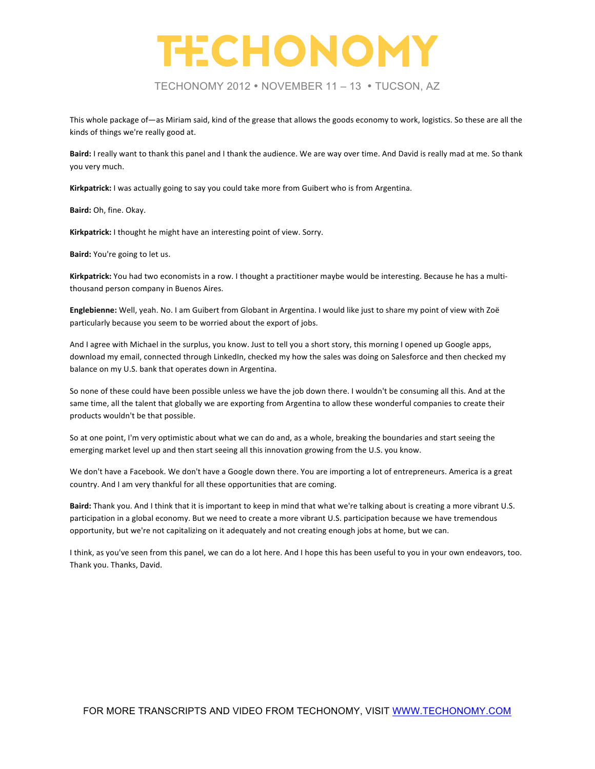This whole package of—as Miriam said, kind of the grease that allows the goods economy to work, logistics. So these are all the kinds of things we're really good at.

**Baird:** I really want to thank this panel and I thank the audience. We are way over time. And David is really mad at me. So thank you very much.

**Kirkpatrick:** I was actually going to say you could take more from Guibert who is from Argentina.

**Baird:** Oh, fine. Okay.

**Kirkpatrick:** I thought he might have an interesting point of view. Sorry.

**Baird:** You're going to let us.

**Kirkpatrick:** You had two economists in a row. I thought a practitioner maybe would be interesting. Because he has a multi-thousand person company in Buenos Aires.

**Englebienne:** Well, yeah. No. I am Guibert from Globant in Argentina. I would like just to share my point of view with Zoë particularly because you seem to be worried about the export of jobs.

And I agree with Michael in the surplus, you know. Just to tell you a short story, this morning I opened up Google apps, download my email, connected through LinkedIn, checked my how the sales was doing on Salesforce and then checked my balance on my U.S. bank that operates down in Argentina.

So none of these could have been possible unless we have the job down there. I wouldn't be consuming all this. And at the same time, all the talent that globally we are exporting from Argentina to allow these wonderful companies to create their products wouldn't be that possible.

So at one point, I'm very optimistic about what we can do and, as a whole, breaking the boundaries and start seeing the emerging market level up and then start seeing all this innovation growing from the U.S. you know.

We don't have a Facebook. We don't have a Google down there. You are importing a lot of entrepreneurs. America is a great country. And I am very thankful for all these opportunities that are coming.

**Baird:** Thank you. And I think that it is important to keep in mind that what we're talking about is creating a more vibrant U.S. participation in a global economy. But we need to create a more vibrant U.S. participation because we have tremendous opportunity, but we're not capitalizing on it adequately and not creating enough jobs at home, but we can.

I think, as you've seen from this panel, we can do a lot here. And I hope this has been useful to you in your own endeavors, too. Thank you. Thanks, David.